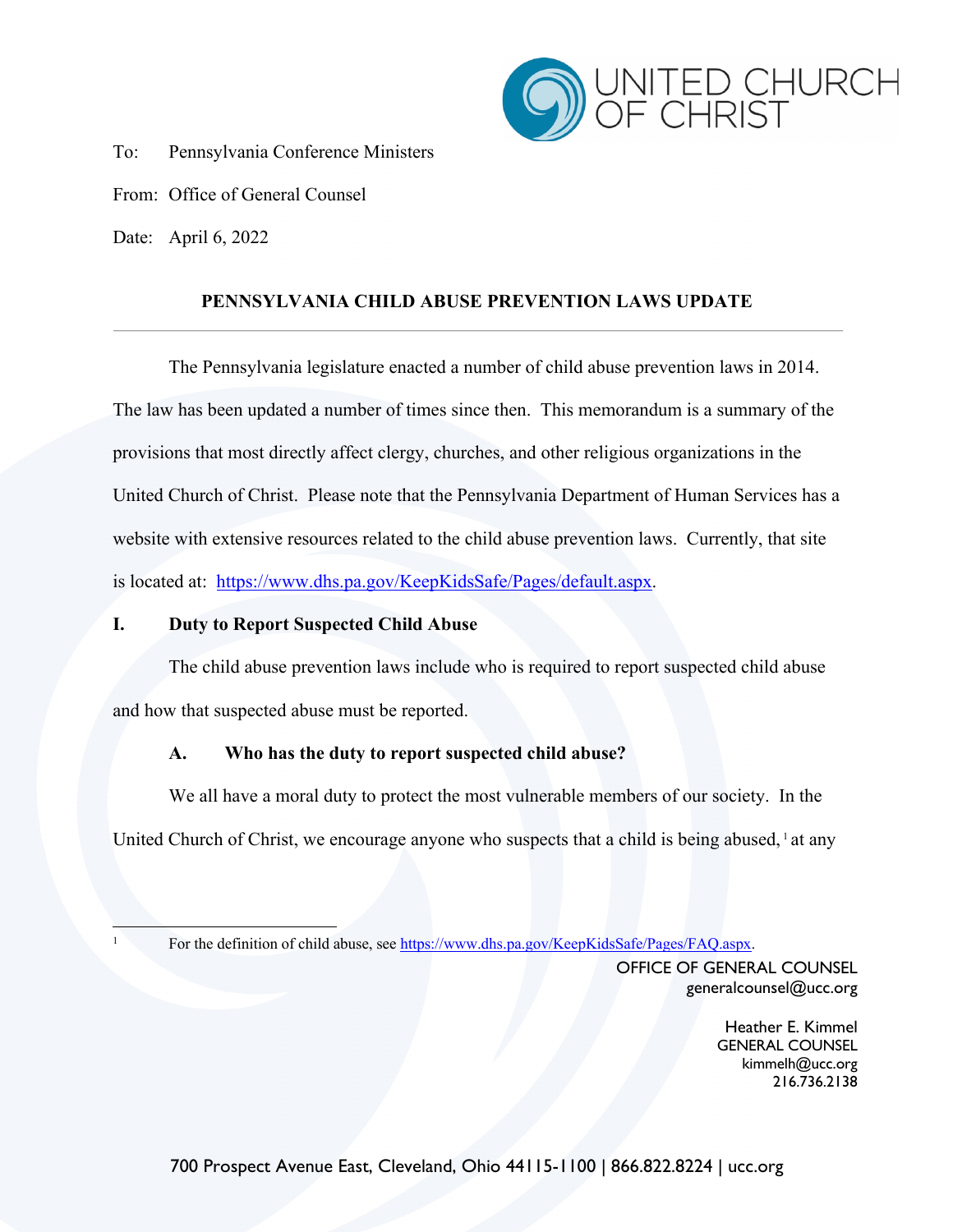To: Pennsylvania Conference Ministers

From: Office of General Counsel

Date: April 6, 2022

## PENNSYLVANIA CHILD ABUSE PREVENTION LAWS UPDATE

The Pennsylvania legislature enacted a number of child abuse prevention laws in 2014. The law has been updated a number of times since then. This memorandum is a summary of the provisions that most directly affect clergy, churches, and other religious organizations in the United Church of Christ. Please note that the Pennsylvania Department of Human Services has a website with extensive resources related to the child abuse prevention laws. Currently, that site is located at: https://www.dhs.pa.gov/KeepKidsSafe/Pages/default.aspx.

### I. Duty to Report Suspected Child Abuse

The child abuse prevention laws include who is required to report suspected child abuse and how that suspected abuse must be reported.

#### A. Who has the duty to report suspected child abuse?

We all have a moral duty to protect the most vulnerable members of our society. In the United Church of Christ, we encourage anyone who suspects that a child is being abused,[1] at any

[1] For the definition of child abuse, see https://www.dhs.pa.gov/KeepKidsSafe/Pages/FAQ.aspx.

OFFICE OF GENERAL COUNSEL
generalcounsel@ucc.org

Heather E. Kimmel
GENERAL COUNSEL
kimmelh@ucc.org
216.736.2138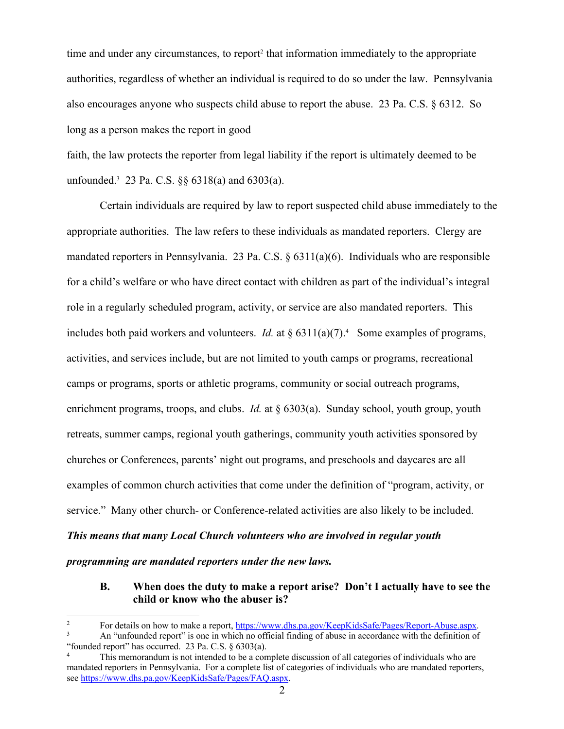time and under any circumstances, to report[2] that information immediately to the appropriate authorities, regardless of whether an individual is required to do so under the law. Pennsylvania also encourages anyone who suspects child abuse to report the abuse. 23 Pa. C.S. § 6312. So long as a person makes the report in good faith, the law protects the reporter from legal liability if the report is ultimately deemed to be unfounded.[3] 23 Pa. C.S. §§ 6318(a) and 6303(a).

Certain individuals are required by law to report suspected child abuse immediately to the appropriate authorities. The law refers to these individuals as mandated reporters. Clergy are mandated reporters in Pennsylvania. 23 Pa. C.S. § 6311(a)(6). Individuals who are responsible for a child's welfare or who have direct contact with children as part of the individual's integral role in a regularly scheduled program, activity, or service are also mandated reporters. This includes both paid workers and volunteers. *Id.* at § 6311(a)(7).[4] Some examples of programs, activities, and services include, but are not limited to youth camps or programs, recreational camps or programs, sports or athletic programs, community or social outreach programs, enrichment programs, troops, and clubs. *Id.* at § 6303(a). Sunday school, youth group, youth retreats, summer camps, regional youth gatherings, community youth activities sponsored by churches or Conferences, parents' night out programs, and preschools and daycares are all examples of common church activities that come under the definition of "program, activity, or service." Many other church- or Conference-related activities are also likely to be included. ***This means that many Local Church volunteers who are involved in regular youth programming are mandated reporters under the new laws.***

### B. When does the duty to make a report arise? Don't I actually have to see the child or know who the abuser is?

---

[2] For details on how to make a report, https://www.dhs.pa.gov/KeepKidsSafe/Pages/Report-Abuse.aspx.

[3] An "unfounded report" is one in which no official finding of abuse in accordance with the definition of "founded report" has occurred. 23 Pa. C.S. § 6303(a).

[4] This memorandum is not intended to be a complete discussion of all categories of individuals who are mandated reporters in Pennsylvania. For a complete list of categories of individuals who are mandated reporters, see https://www.dhs.pa.gov/KeepKidsSafe/Pages/FAQ.aspx.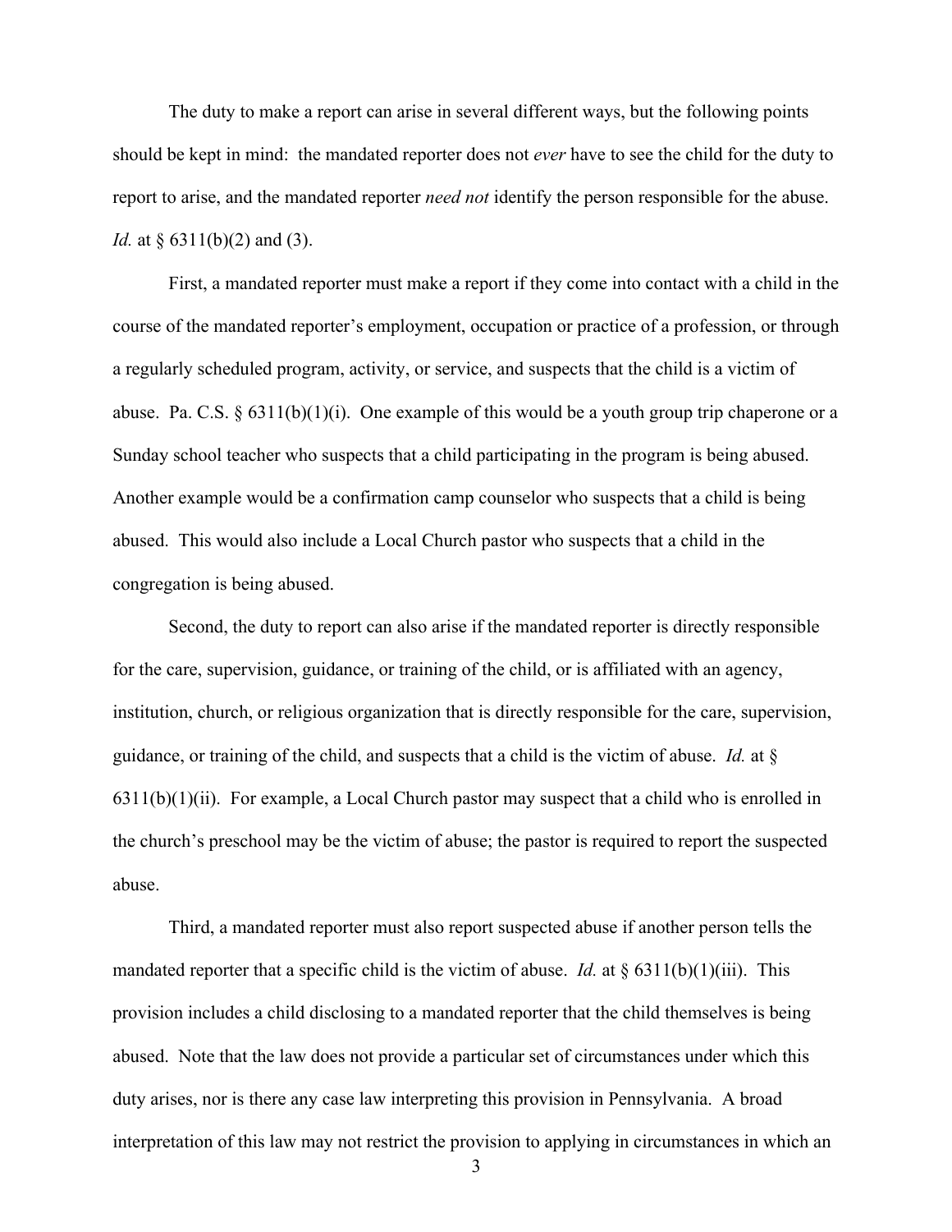The duty to make a report can arise in several different ways, but the following points should be kept in mind: the mandated reporter does not *ever* have to see the child for the duty to report to arise, and the mandated reporter *need not* identify the person responsible for the abuse. *Id.* at § 6311(b)(2) and (3).

First, a mandated reporter must make a report if they come into contact with a child in the course of the mandated reporter's employment, occupation or practice of a profession, or through a regularly scheduled program, activity, or service, and suspects that the child is a victim of abuse. Pa. C.S. § 6311(b)(1)(i). One example of this would be a youth group trip chaperone or a Sunday school teacher who suspects that a child participating in the program is being abused. Another example would be a confirmation camp counselor who suspects that a child is being abused. This would also include a Local Church pastor who suspects that a child in the congregation is being abused.

Second, the duty to report can also arise if the mandated reporter is directly responsible for the care, supervision, guidance, or training of the child, or is affiliated with an agency, institution, church, or religious organization that is directly responsible for the care, supervision, guidance, or training of the child, and suspects that a child is the victim of abuse. *Id.* at § 6311(b)(1)(ii). For example, a Local Church pastor may suspect that a child who is enrolled in the church's preschool may be the victim of abuse; the pastor is required to report the suspected abuse.

Third, a mandated reporter must also report suspected abuse if another person tells the mandated reporter that a specific child is the victim of abuse. *Id.* at § 6311(b)(1)(iii). This provision includes a child disclosing to a mandated reporter that the child themselves is being abused. Note that the law does not provide a particular set of circumstances under which this duty arises, nor is there any case law interpreting this provision in Pennsylvania. A broad interpretation of this law may not restrict the provision to applying in circumstances in which an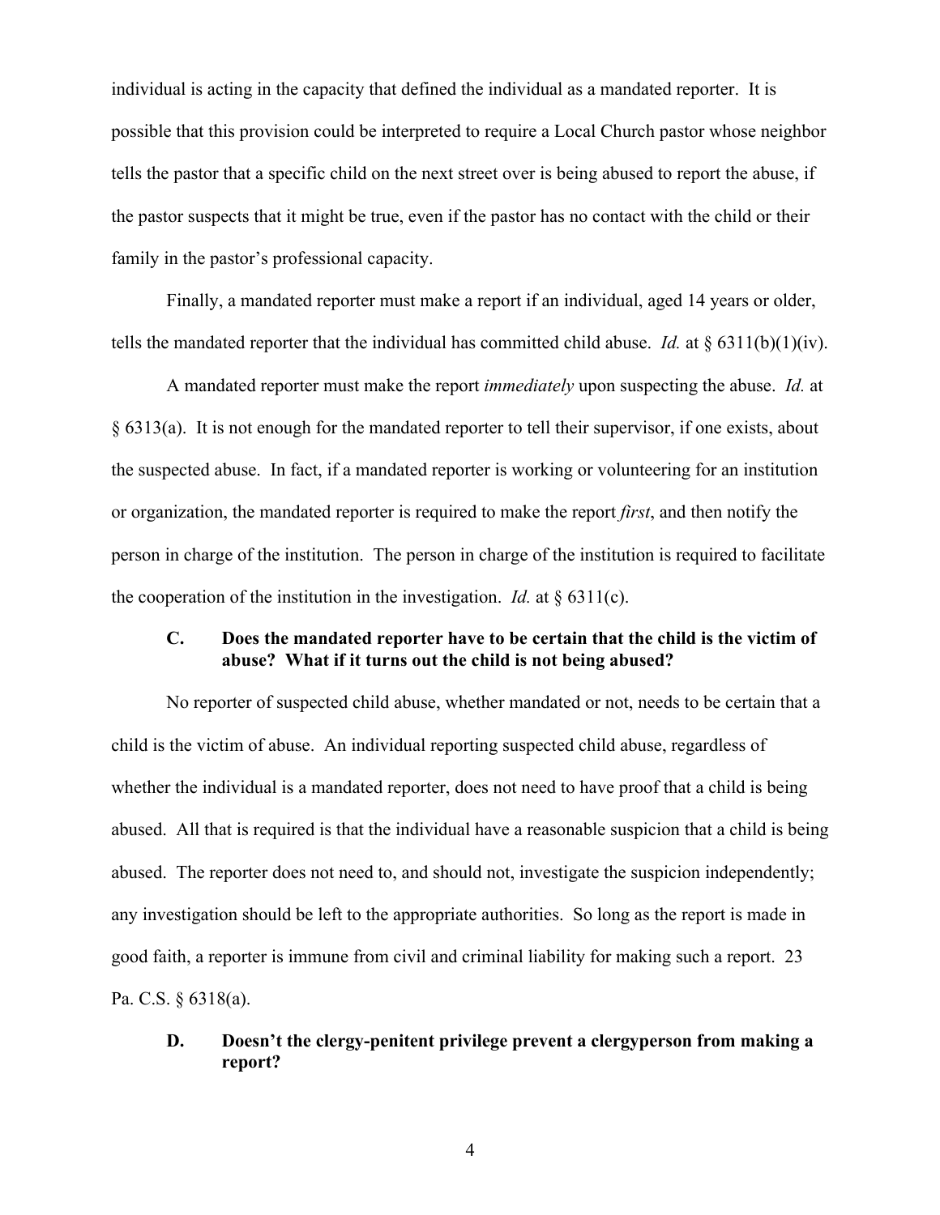individual is acting in the capacity that defined the individual as a mandated reporter. It is possible that this provision could be interpreted to require a Local Church pastor whose neighbor tells the pastor that a specific child on the next street over is being abused to report the abuse, if the pastor suspects that it might be true, even if the pastor has no contact with the child or their family in the pastor's professional capacity.

Finally, a mandated reporter must make a report if an individual, aged 14 years or older, tells the mandated reporter that the individual has committed child abuse. *Id.* at § 6311(b)(1)(iv).

A mandated reporter must make the report *immediately* upon suspecting the abuse. *Id.* at § 6313(a). It is not enough for the mandated reporter to tell their supervisor, if one exists, about the suspected abuse. In fact, if a mandated reporter is working or volunteering for an institution or organization, the mandated reporter is required to make the report *first*, and then notify the person in charge of the institution. The person in charge of the institution is required to facilitate the cooperation of the institution in the investigation. *Id.* at § 6311(c).

### C. Does the mandated reporter have to be certain that the child is the victim of abuse? What if it turns out the child is not being abused?

No reporter of suspected child abuse, whether mandated or not, needs to be certain that a child is the victim of abuse. An individual reporting suspected child abuse, regardless of whether the individual is a mandated reporter, does not need to have proof that a child is being abused. All that is required is that the individual have a reasonable suspicion that a child is being abused. The reporter does not need to, and should not, investigate the suspicion independently; any investigation should be left to the appropriate authorities. So long as the report is made in good faith, a reporter is immune from civil and criminal liability for making such a report. 23 Pa. C.S. § 6318(a).

### D. Doesn't the clergy-penitent privilege prevent a clergyperson from making a report?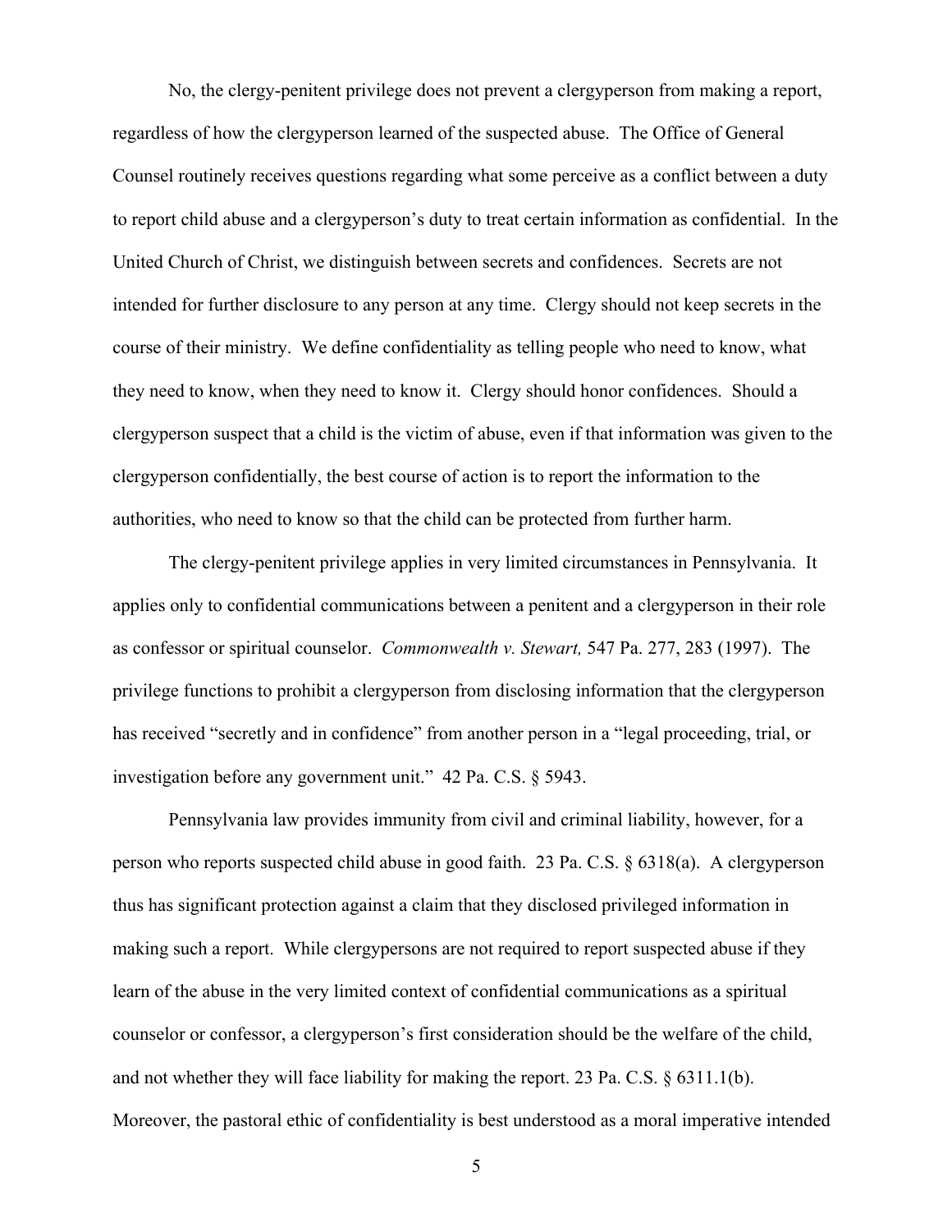No, the clergy-penitent privilege does not prevent a clergyperson from making a report, regardless of how the clergyperson learned of the suspected abuse. The Office of General Counsel routinely receives questions regarding what some perceive as a conflict between a duty to report child abuse and a clergyperson's duty to treat certain information as confidential. In the United Church of Christ, we distinguish between secrets and confidences. Secrets are not intended for further disclosure to any person at any time. Clergy should not keep secrets in the course of their ministry. We define confidentiality as telling people who need to know, what they need to know, when they need to know it. Clergy should honor confidences. Should a clergyperson suspect that a child is the victim of abuse, even if that information was given to the clergyperson confidentially, the best course of action is to report the information to the authorities, who need to know so that the child can be protected from further harm.

The clergy-penitent privilege applies in very limited circumstances in Pennsylvania. It applies only to confidential communications between a penitent and a clergyperson in their role as confessor or spiritual counselor. *Commonwealth v. Stewart,* 547 Pa. 277, 283 (1997). The privilege functions to prohibit a clergyperson from disclosing information that the clergyperson has received "secretly and in confidence" from another person in a "legal proceeding, trial, or investigation before any government unit." 42 Pa. C.S. § 5943.

Pennsylvania law provides immunity from civil and criminal liability, however, for a person who reports suspected child abuse in good faith. 23 Pa. C.S. § 6318(a). A clergyperson thus has significant protection against a claim that they disclosed privileged information in making such a report. While clergypersons are not required to report suspected abuse if they learn of the abuse in the very limited context of confidential communications as a spiritual counselor or confessor, a clergyperson's first consideration should be the welfare of the child, and not whether they will face liability for making the report. 23 Pa. C.S. § 6311.1(b). Moreover, the pastoral ethic of confidentiality is best understood as a moral imperative intended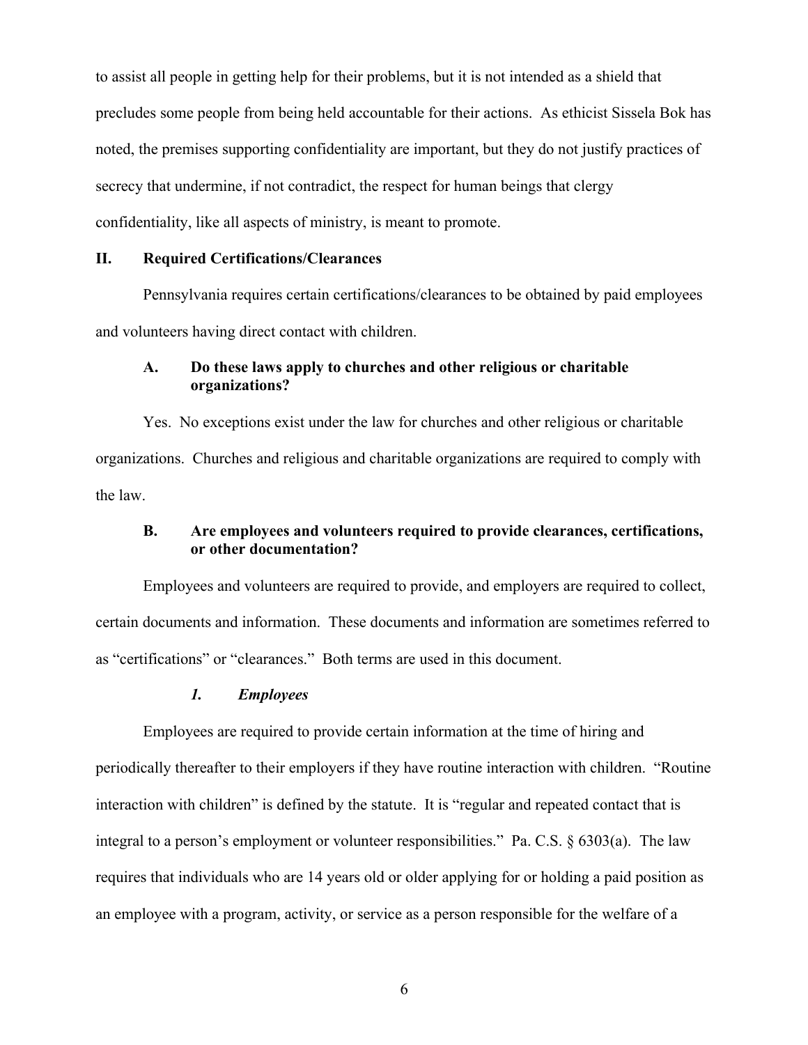to assist all people in getting help for their problems, but it is not intended as a shield that precludes some people from being held accountable for their actions. As ethicist Sissela Bok has noted, the premises supporting confidentiality are important, but they do not justify practices of secrecy that undermine, if not contradict, the respect for human beings that clergy confidentiality, like all aspects of ministry, is meant to promote.

## II. Required Certifications/Clearances

Pennsylvania requires certain certifications/clearances to be obtained by paid employees and volunteers having direct contact with children.

### A. Do these laws apply to churches and other religious or charitable organizations?

Yes. No exceptions exist under the law for churches and other religious or charitable organizations. Churches and religious and charitable organizations are required to comply with the law.

### B. Are employees and volunteers required to provide clearances, certifications, or other documentation?

Employees and volunteers are required to provide, and employers are required to collect, certain documents and information. These documents and information are sometimes referred to as "certifications" or "clearances." Both terms are used in this document.

#### *1. Employees*

Employees are required to provide certain information at the time of hiring and periodically thereafter to their employers if they have routine interaction with children. "Routine interaction with children" is defined by the statute. It is "regular and repeated contact that is integral to a person's employment or volunteer responsibilities." Pa. C.S. § 6303(a). The law requires that individuals who are 14 years old or older applying for or holding a paid position as an employee with a program, activity, or service as a person responsible for the welfare of a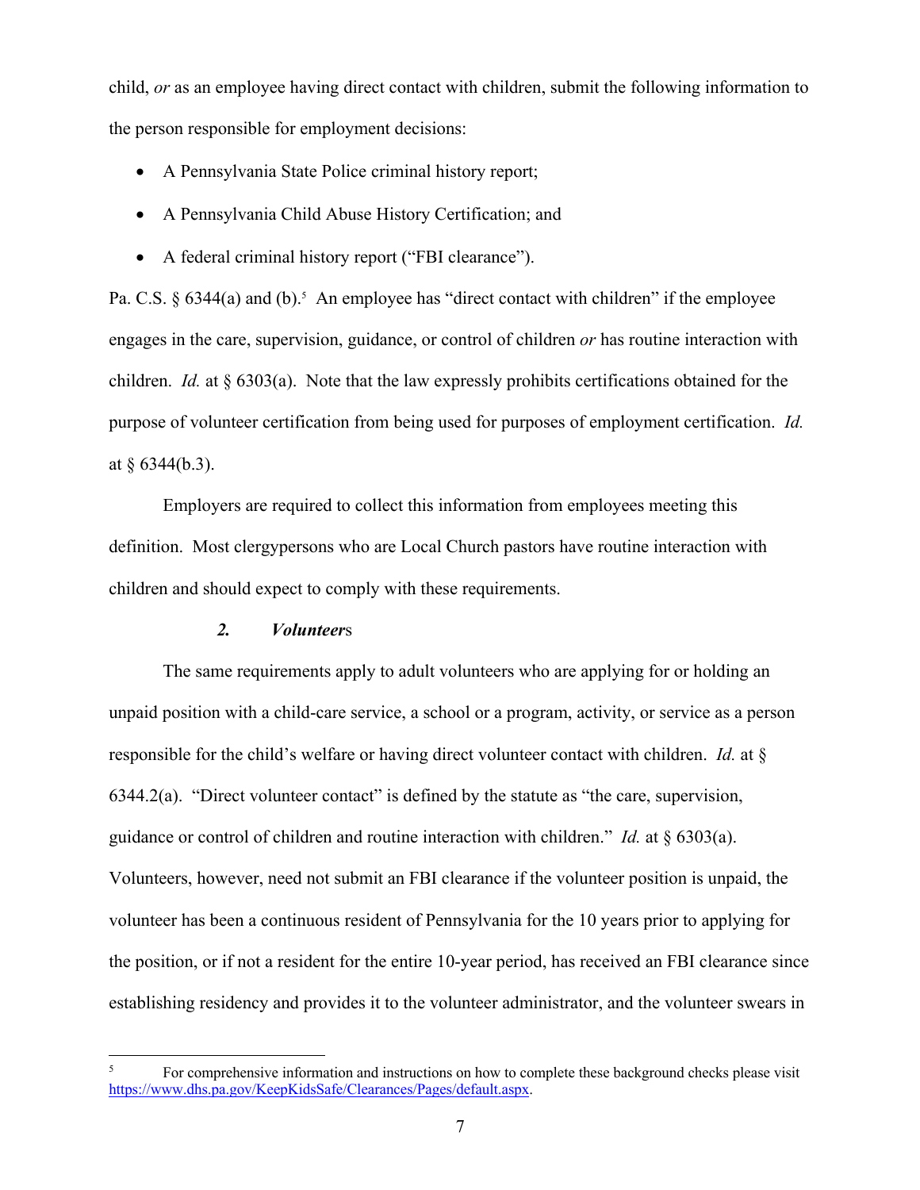child, *or* as an employee having direct contact with children, submit the following information to the person responsible for employment decisions:

- A Pennsylvania State Police criminal history report;
- A Pennsylvania Child Abuse History Certification; and
- A federal criminal history report ("FBI clearance").

Pa. C.S. § 6344(a) and (b).[5] An employee has "direct contact with children" if the employee engages in the care, supervision, guidance, or control of children *or* has routine interaction with children. *Id.* at § 6303(a). Note that the law expressly prohibits certifications obtained for the purpose of volunteer certification from being used for purposes of employment certification. *Id.* at § 6344(b.3).

Employers are required to collect this information from employees meeting this definition. Most clergypersons who are Local Church pastors have routine interaction with children and should expect to comply with these requirements.

### *2. Volunteers*

The same requirements apply to adult volunteers who are applying for or holding an unpaid position with a child-care service, a school or a program, activity, or service as a person responsible for the child's welfare or having direct volunteer contact with children. *Id.* at § 6344.2(a). "Direct volunteer contact" is defined by the statute as "the care, supervision, guidance or control of children and routine interaction with children." *Id.* at § 6303(a). Volunteers, however, need not submit an FBI clearance if the volunteer position is unpaid, the volunteer has been a continuous resident of Pennsylvania for the 10 years prior to applying for the position, or if not a resident for the entire 10-year period, has received an FBI clearance since establishing residency and provides it to the volunteer administrator, and the volunteer swears in

---

[5] For comprehensive information and instructions on how to complete these background checks please visit https://www.dhs.pa.gov/KeepKidsSafe/Clearances/Pages/default.aspx.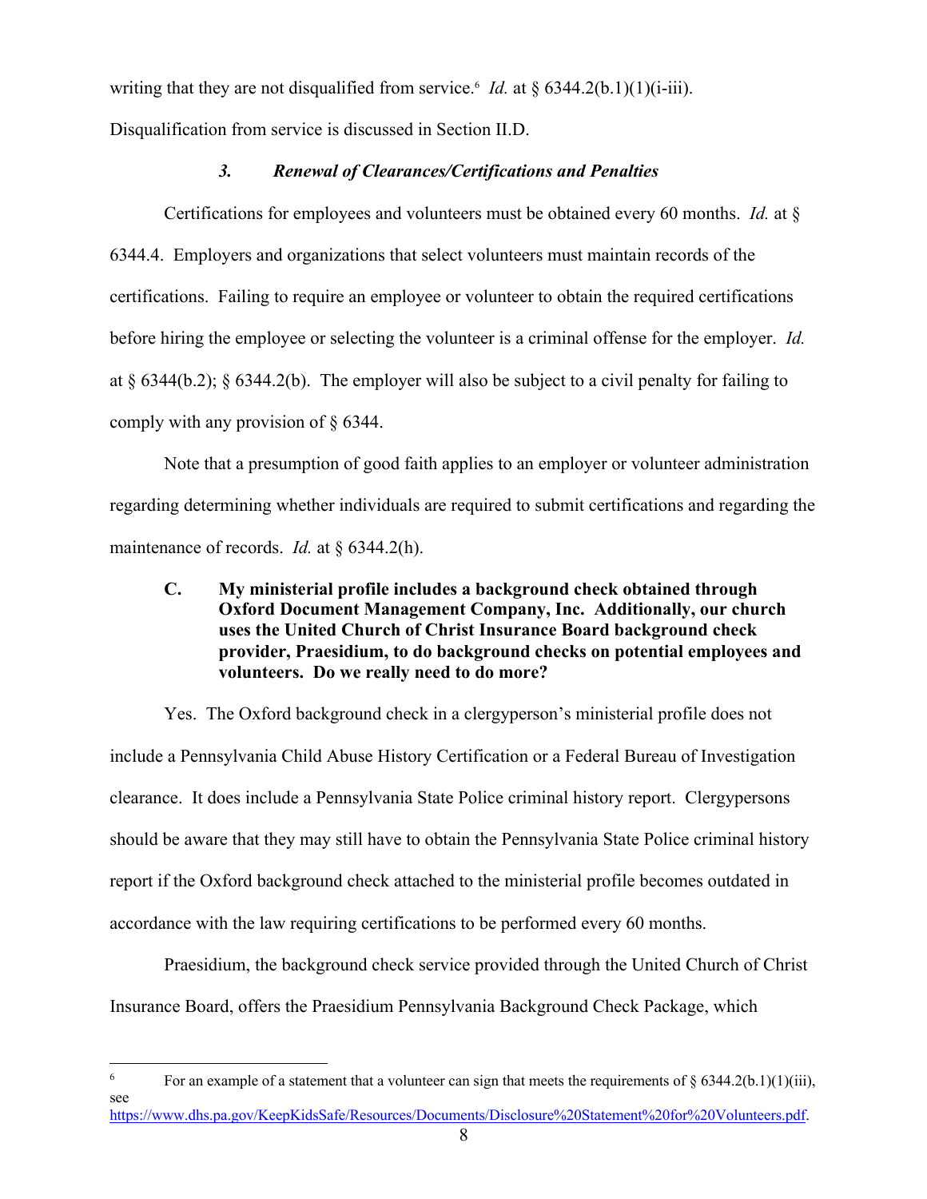writing that they are not disqualified from service.[6] *Id.* at § 6344.2(b.1)(1)(i-iii). Disqualification from service is discussed in Section II.D.

### *3. Renewal of Clearances/Certifications and Penalties*

Certifications for employees and volunteers must be obtained every 60 months. *Id.* at § 6344.4. Employers and organizations that select volunteers must maintain records of the certifications. Failing to require an employee or volunteer to obtain the required certifications before hiring the employee or selecting the volunteer is a criminal offense for the employer. *Id.* at § 6344(b.2); § 6344.2(b). The employer will also be subject to a civil penalty for failing to comply with any provision of § 6344.

Note that a presumption of good faith applies to an employer or volunteer administration regarding determining whether individuals are required to submit certifications and regarding the maintenance of records. *Id.* at § 6344.2(h).

### C. My ministerial profile includes a background check obtained through Oxford Document Management Company, Inc. Additionally, our church uses the United Church of Christ Insurance Board background check provider, Praesidium, to do background checks on potential employees and volunteers. Do we really need to do more?

Yes. The Oxford background check in a clergyperson's ministerial profile does not include a Pennsylvania Child Abuse History Certification or a Federal Bureau of Investigation clearance. It does include a Pennsylvania State Police criminal history report. Clergypersons should be aware that they may still have to obtain the Pennsylvania State Police criminal history report if the Oxford background check attached to the ministerial profile becomes outdated in accordance with the law requiring certifications to be performed every 60 months.

Praesidium, the background check service provided through the United Church of Christ Insurance Board, offers the Praesidium Pennsylvania Background Check Package, which

---

[6] For an example of a statement that a volunteer can sign that meets the requirements of § 6344.2(b.1)(1)(iii), see https://www.dhs.pa.gov/KeepKidsSafe/Resources/Documents/Disclosure%20Statement%20for%20Volunteers.pdf.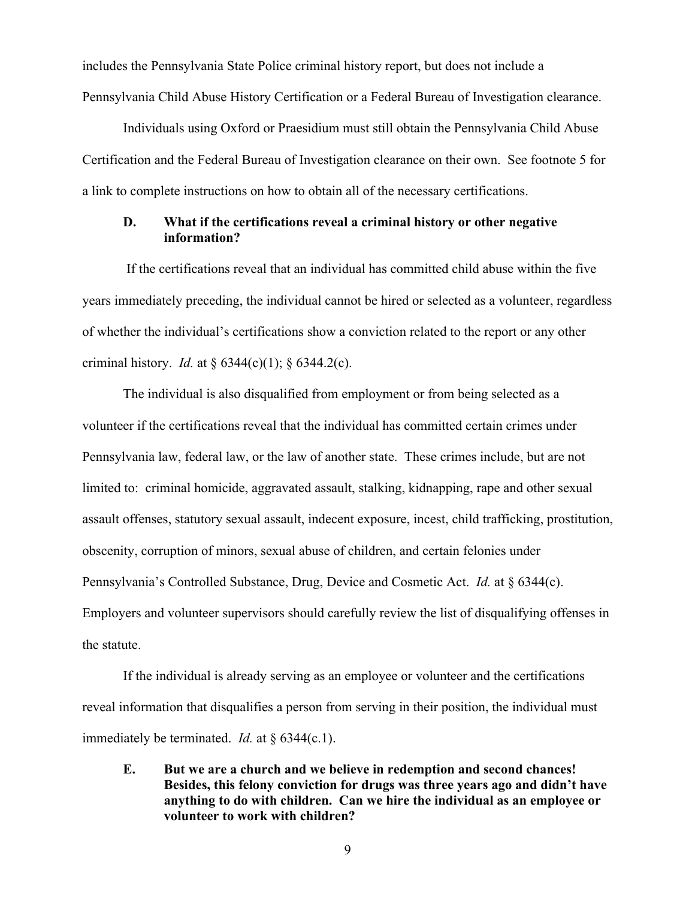includes the Pennsylvania State Police criminal history report, but does not include a Pennsylvania Child Abuse History Certification or a Federal Bureau of Investigation clearance.

Individuals using Oxford or Praesidium must still obtain the Pennsylvania Child Abuse Certification and the Federal Bureau of Investigation clearance on their own. See footnote 5 for a link to complete instructions on how to obtain all of the necessary certifications.

### D. What if the certifications reveal a criminal history or other negative information?

If the certifications reveal that an individual has committed child abuse within the five years immediately preceding, the individual cannot be hired or selected as a volunteer, regardless of whether the individual's certifications show a conviction related to the report or any other criminal history. *Id.* at § 6344(c)(1); § 6344.2(c).

The individual is also disqualified from employment or from being selected as a volunteer if the certifications reveal that the individual has committed certain crimes under Pennsylvania law, federal law, or the law of another state. These crimes include, but are not limited to: criminal homicide, aggravated assault, stalking, kidnapping, rape and other sexual assault offenses, statutory sexual assault, indecent exposure, incest, child trafficking, prostitution, obscenity, corruption of minors, sexual abuse of children, and certain felonies under Pennsylvania's Controlled Substance, Drug, Device and Cosmetic Act. *Id.* at § 6344(c). Employers and volunteer supervisors should carefully review the list of disqualifying offenses in the statute.

If the individual is already serving as an employee or volunteer and the certifications reveal information that disqualifies a person from serving in their position, the individual must immediately be terminated. *Id.* at § 6344(c.1).

### E. But we are a church and we believe in redemption and second chances! Besides, this felony conviction for drugs was three years ago and didn't have anything to do with children. Can we hire the individual as an employee or volunteer to work with children?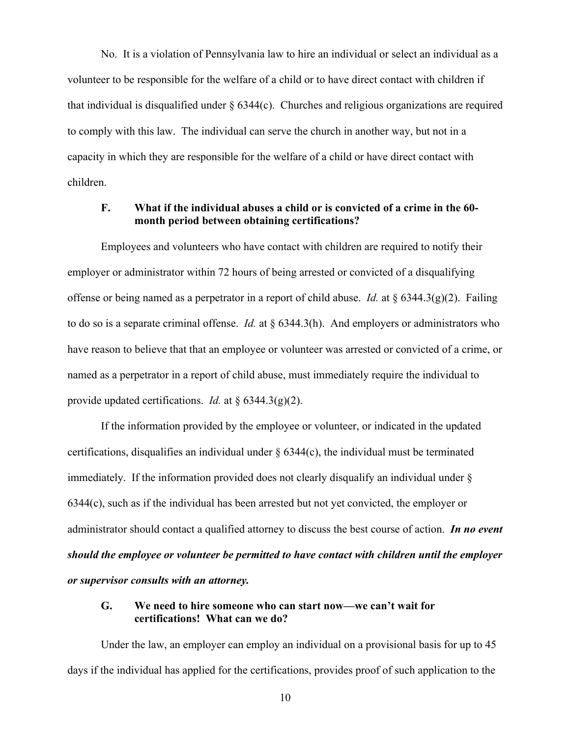No. It is a violation of Pennsylvania law to hire an individual or select an individual as a volunteer to be responsible for the welfare of a child or to have direct contact with children if that individual is disqualified under § 6344(c). Churches and religious organizations are required to comply with this law. The individual can serve the church in another way, but not in a capacity in which they are responsible for the welfare of a child or have direct contact with children.

### F. What if the individual abuses a child or is convicted of a crime in the 60-month period between obtaining certifications?

Employees and volunteers who have contact with children are required to notify their employer or administrator within 72 hours of being arrested or convicted of a disqualifying offense or being named as a perpetrator in a report of child abuse. *Id.* at § 6344.3(g)(2). Failing to do so is a separate criminal offense. *Id.* at § 6344.3(h). And employers or administrators who have reason to believe that that an employee or volunteer was arrested or convicted of a crime, or named as a perpetrator in a report of child abuse, must immediately require the individual to provide updated certifications. *Id.* at § 6344.3(g)(2).

If the information provided by the employee or volunteer, or indicated in the updated certifications, disqualifies an individual under § 6344(c), the individual must be terminated immediately. If the information provided does not clearly disqualify an individual under § 6344(c), such as if the individual has been arrested but not yet convicted, the employer or administrator should contact a qualified attorney to discuss the best course of action. ***In no event should the employee or volunteer be permitted to have contact with children until the employer or supervisor consults with an attorney.***

### G. We need to hire someone who can start now—we can't wait for certifications! What can we do?

Under the law, an employer can employ an individual on a provisional basis for up to 45 days if the individual has applied for the certifications, provides proof of such application to the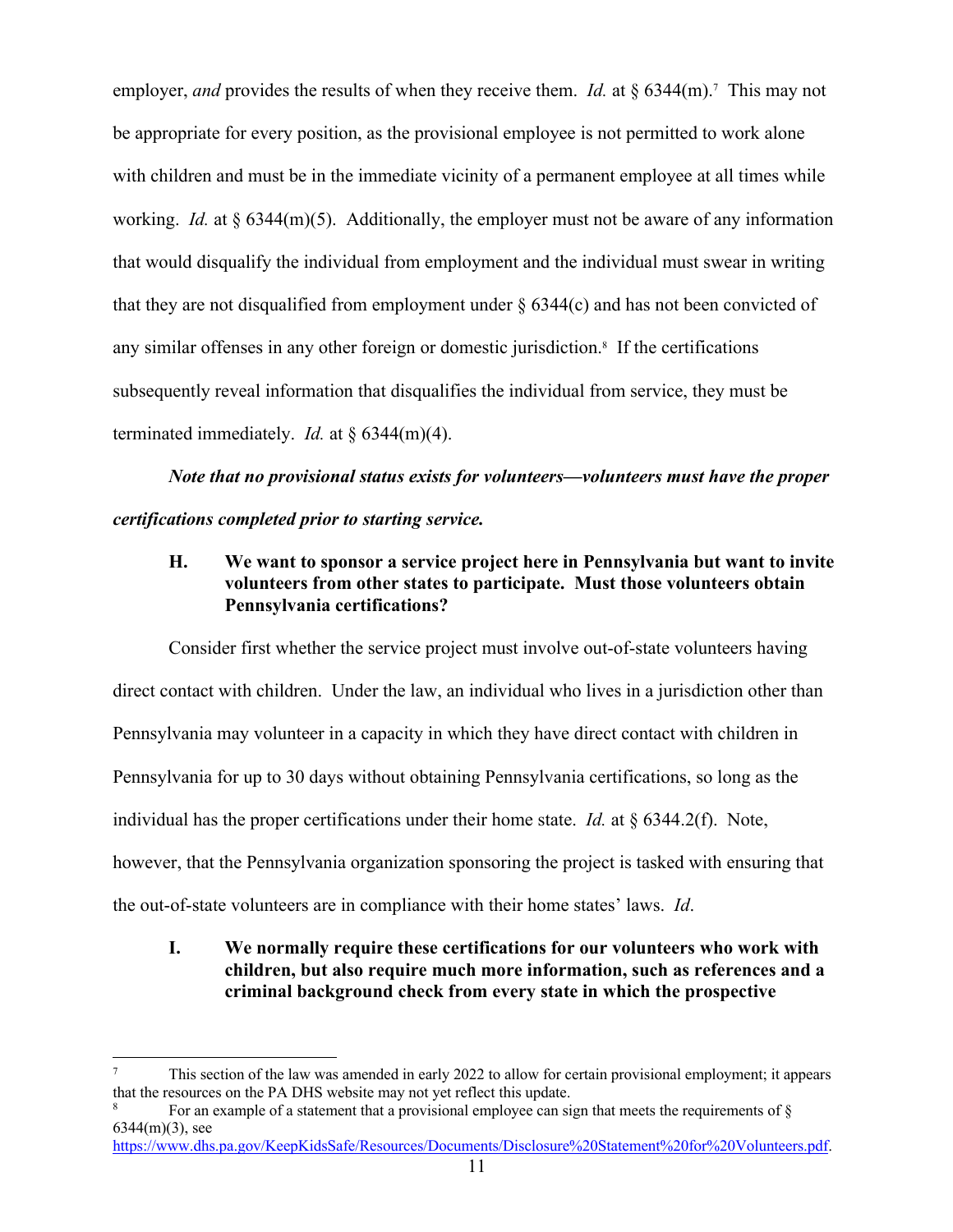employer, *and* provides the results of when they receive them. *Id.* at § 6344(m).[7] This may not be appropriate for every position, as the provisional employee is not permitted to work alone with children and must be in the immediate vicinity of a permanent employee at all times while working. *Id.* at § 6344(m)(5). Additionally, the employer must not be aware of any information that would disqualify the individual from employment and the individual must swear in writing that they are not disqualified from employment under § 6344(c) and has not been convicted of any similar offenses in any other foreign or domestic jurisdiction.[8] If the certifications subsequently reveal information that disqualifies the individual from service, they must be terminated immediately. *Id.* at § 6344(m)(4).

***Note that no provisional status exists for volunteers—volunteers must have the proper certifications completed prior to starting service.***

### H. We want to sponsor a service project here in Pennsylvania but want to invite volunteers from other states to participate. Must those volunteers obtain Pennsylvania certifications?

Consider first whether the service project must involve out-of-state volunteers having direct contact with children. Under the law, an individual who lives in a jurisdiction other than Pennsylvania may volunteer in a capacity in which they have direct contact with children in Pennsylvania for up to 30 days without obtaining Pennsylvania certifications, so long as the individual has the proper certifications under their home state. *Id.* at § 6344.2(f). Note, however, that the Pennsylvania organization sponsoring the project is tasked with ensuring that the out-of-state volunteers are in compliance with their home states' laws. *Id*.

### I. We normally require these certifications for our volunteers who work with children, but also require much more information, such as references and a criminal background check from every state in which the prospective

---

[7] This section of the law was amended in early 2022 to allow for certain provisional employment; it appears that the resources on the PA DHS website may not yet reflect this update.

[8] For an example of a statement that a provisional employee can sign that meets the requirements of § 6344(m)(3), see https://www.dhs.pa.gov/KeepKidsSafe/Resources/Documents/Disclosure%20Statement%20for%20Volunteers.pdf.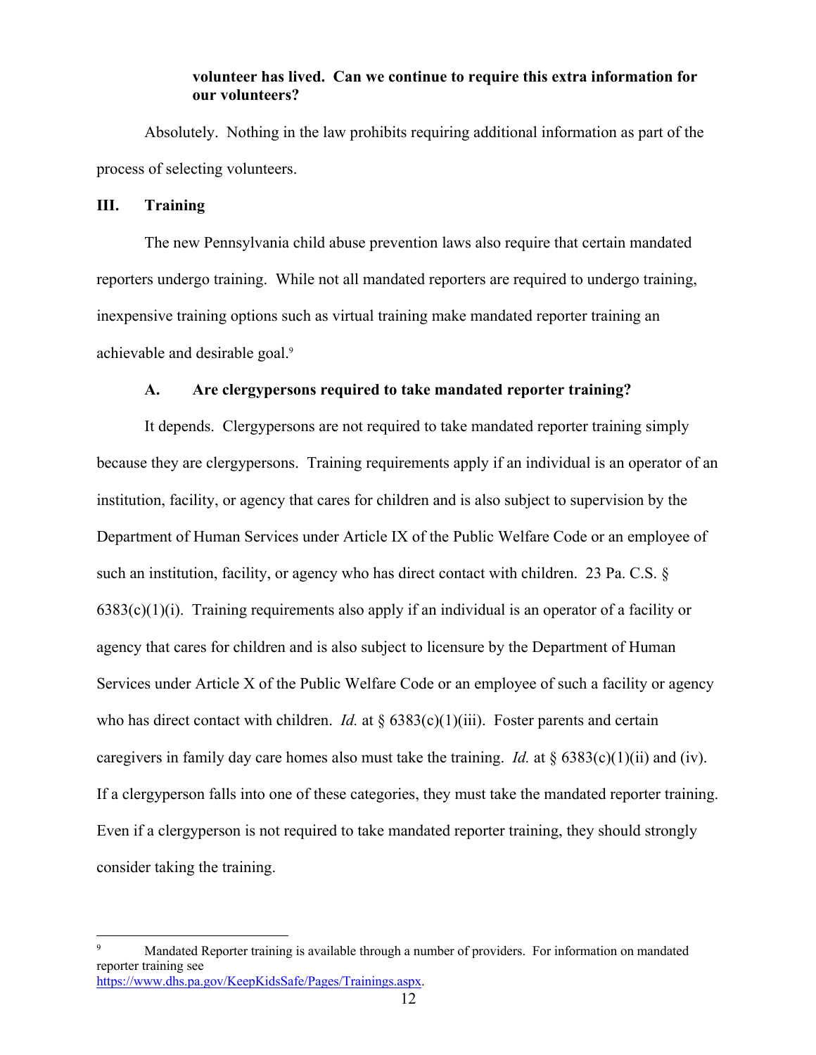**volunteer has lived. Can we continue to require this extra information for our volunteers?**

Absolutely. Nothing in the law prohibits requiring additional information as part of the process of selecting volunteers.

## III. Training

The new Pennsylvania child abuse prevention laws also require that certain mandated reporters undergo training. While not all mandated reporters are required to undergo training, inexpensive training options such as virtual training make mandated reporter training an achievable and desirable goal.[9]

### A. Are clergypersons required to take mandated reporter training?

It depends. Clergypersons are not required to take mandated reporter training simply because they are clergypersons. Training requirements apply if an individual is an operator of an institution, facility, or agency that cares for children and is also subject to supervision by the Department of Human Services under Article IX of the Public Welfare Code or an employee of such an institution, facility, or agency who has direct contact with children. 23 Pa. C.S. § 6383(c)(1)(i). Training requirements also apply if an individual is an operator of a facility or agency that cares for children and is also subject to licensure by the Department of Human Services under Article X of the Public Welfare Code or an employee of such a facility or agency who has direct contact with children. *Id.* at § 6383(c)(1)(iii). Foster parents and certain caregivers in family day care homes also must take the training. *Id.* at § 6383(c)(1)(ii) and (iv). If a clergyperson falls into one of these categories, they must take the mandated reporter training. Even if a clergyperson is not required to take mandated reporter training, they should strongly consider taking the training.

---

[9] Mandated Reporter training is available through a number of providers. For information on mandated reporter training see https://www.dhs.pa.gov/KeepKidsSafe/Pages/Trainings.aspx.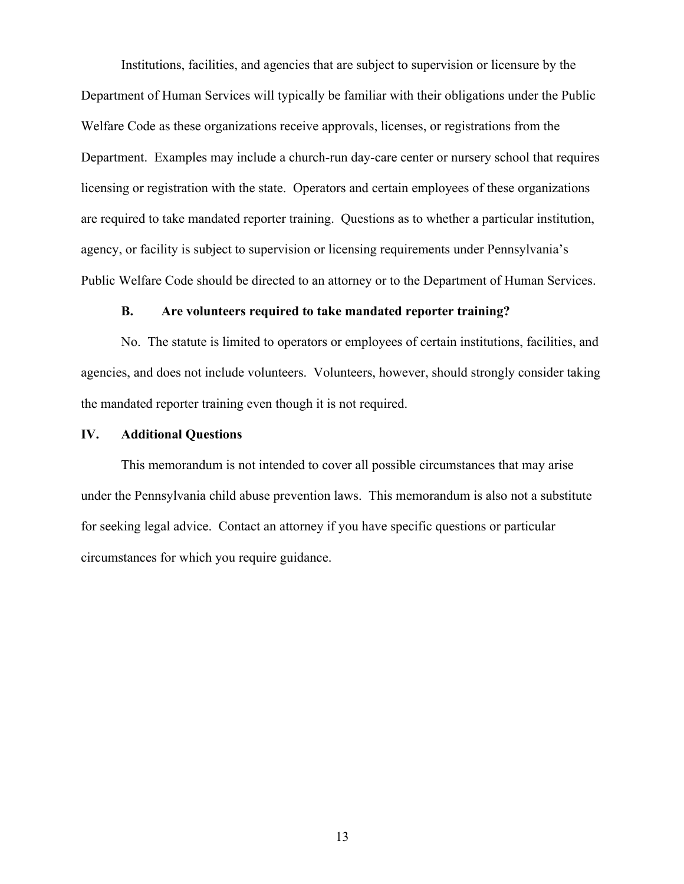Institutions, facilities, and agencies that are subject to supervision or licensure by the Department of Human Services will typically be familiar with their obligations under the Public Welfare Code as these organizations receive approvals, licenses, or registrations from the Department. Examples may include a church-run day-care center or nursery school that requires licensing or registration with the state. Operators and certain employees of these organizations are required to take mandated reporter training. Questions as to whether a particular institution, agency, or facility is subject to supervision or licensing requirements under Pennsylvania's Public Welfare Code should be directed to an attorney or to the Department of Human Services.

### B. Are volunteers required to take mandated reporter training?

No. The statute is limited to operators or employees of certain institutions, facilities, and agencies, and does not include volunteers. Volunteers, however, should strongly consider taking the mandated reporter training even though it is not required.

## IV. Additional Questions

This memorandum is not intended to cover all possible circumstances that may arise under the Pennsylvania child abuse prevention laws. This memorandum is also not a substitute for seeking legal advice. Contact an attorney if you have specific questions or particular circumstances for which you require guidance.